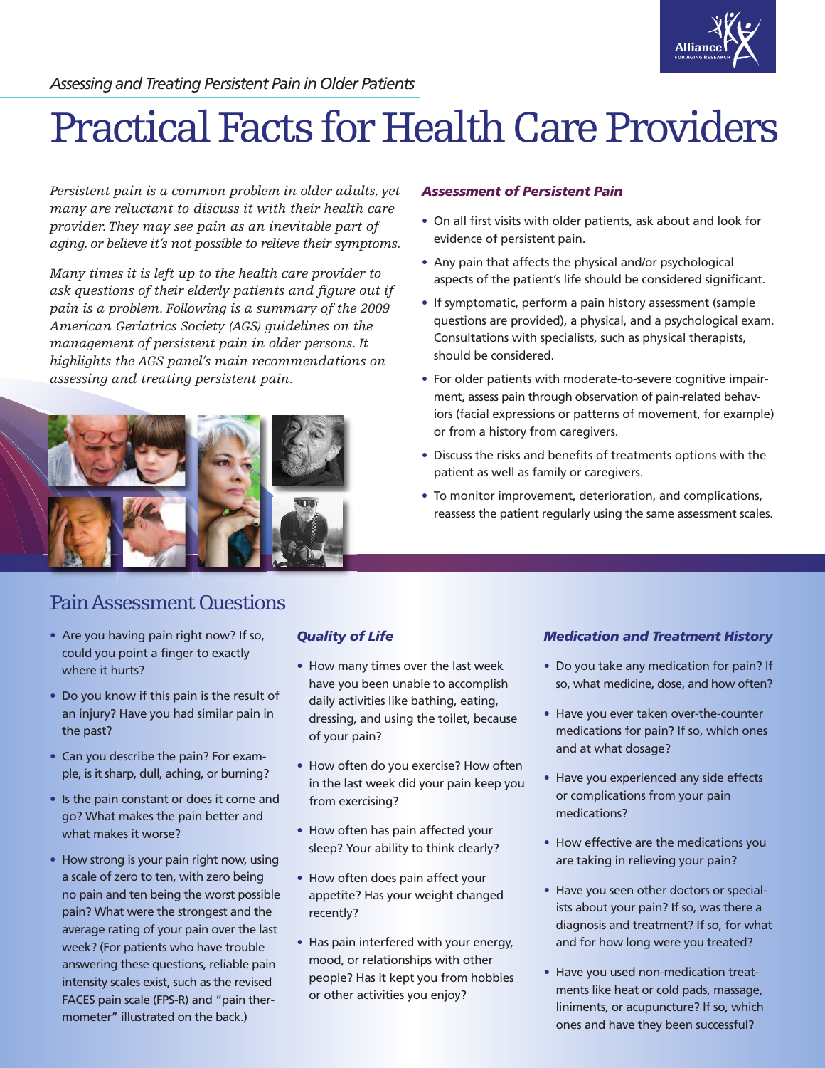*Assessing and Treating Persistent Pain in Older Patients*

# Practical Facts for Health Care Providers

*Persistent pain is a common problem in older adults, yet many are reluctant to discuss it with their health care provider. They may see pain as an inevitable part of aging, or believe it's not possible to relieve their symptoms.*

*Many times it is left up to the health care provider to ask questions of their elderly patients and figure out if pain is a problem. Following is a summary of the 2009 American Geriatrics Society (AGS) guidelines on the management of persistent pain in older persons. It highlights the AGS panel's main recommendations on assessing and treating persistent pain.*

### *Assessment of Persistent Pain*

- On all first visits with older patients, ask about and look for evidence of persistent pain.
- Any pain that affects the physical and/or psychological aspects of the patient's life should be considered significant.
- If symptomatic, perform a pain history assessment (sample questions are provided), a physical, and a psychological exam. Consultations with specialists, such as physical therapists, should be considered.
- For older patients with moderate-to-severe cognitive impairment, assess pain through observation of pain-related behaviors (facial expressions or patterns of movement, for example) or from a history from caregivers.
- Discuss the risks and benefits of treatments options with the patient as well as family or caregivers.
- To monitor improvement, deterioration, and complications, reassess the patient regularly using the same assessment scales.

## Pain Assessment Questions

- Are you having pain right now? If so, could you point a finger to exactly where it hurts?
- Do you know if this pain is the result of an injury? Have you had similar pain in the past?
- Can you describe the pain? For example, is it sharp, dull, aching, or burning?
- Is the pain constant or does it come and go? What makes the pain better and what makes it worse?
- How strong is your pain right now, using a scale of zero to ten, with zero being no pain and ten being the worst possible pain? What were the strongest and the average rating of your pain over the last week? (For patients who have trouble answering these questions, reliable pain intensity scales exist, such as the revised FACES pain scale (FPS-R) and "pain thermometer" illustrated on the back.)

### *Quality of Life*

- How many times over the last week have you been unable to accomplish daily activities like bathing, eating, dressing, and using the toilet, because of your pain?
- How often do you exercise? How often in the last week did your pain keep you from exercising?
- How often has pain affected your sleep? Your ability to think clearly?
- How often does pain affect your appetite? Has your weight changed recently?
- Has pain interfered with your energy, mood, or relationships with other people? Has it kept you from hobbies or other activities you enjoy?

### *Medication and Treatment History*

- Do you take any medication for pain? If so, what medicine, dose, and how often?
- Have you ever taken over-the-counter medications for pain? If so, which ones and at what dosage?
- Have you experienced any side effects or complications from your pain medications?
- How effective are the medications you are taking in relieving your pain?
- Have you seen other doctors or specialists about your pain? If so, was there a diagnosis and treatment? If so, for what and for how long were you treated?
- Have you used non-medication treatments like heat or cold pads, massage, liniments, or acupuncture? If so, which ones and have they been successful?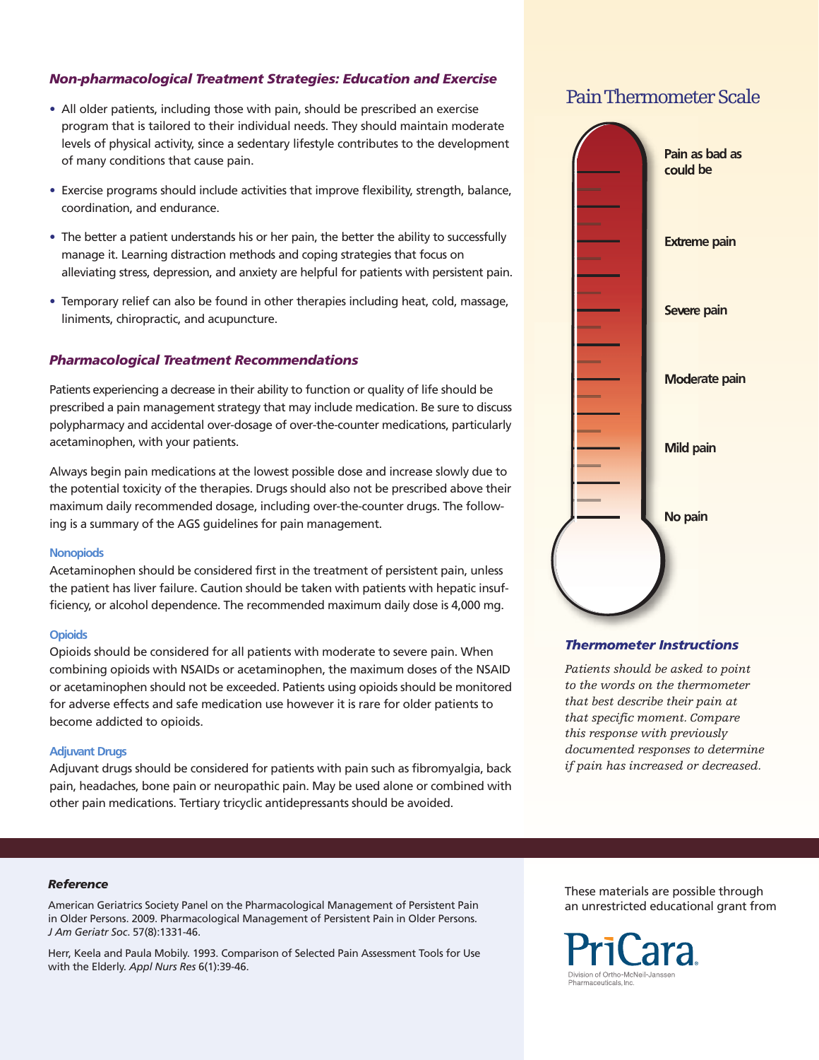### *Non-pharmacological Treatment Strategies: Education and Exercise*

- All older patients, including those with pain, should be prescribed an exercise program that is tailored to their individual needs. They should maintain moderate levels of physical activity, since a sedentary lifestyle contributes to the development of many conditions that cause pain.
- Exercise programs should include activities that improve flexibility, strength, balance, coordination, and endurance.
- The better a patient understands his or her pain, the better the ability to successfully manage it. Learning distraction methods and coping strategies that focus on alleviating stress, depression, and anxiety are helpful for patients with persistent pain.
- Temporary relief can also be found in other therapies including heat, cold, massage, liniments, chiropractic, and acupuncture.

### *Pharmacological Treatment Recommendations*

Patients experiencing a decrease in their ability to function or quality of life should be prescribed a pain management strategy that may include medication. Be sure to discuss polypharmacy and accidental over-dosage of over-the-counter medications, particularly acetaminophen, with your patients.

Always begin pain medications at the lowest possible dose and increase slowly due to the potential toxicity of the therapies. Drugs should also not be prescribed above their maximum daily recommended dosage, including over-the-counter drugs. The following is a summary of the AGS guidelines for pain management.

#### Nonopiods

Acetaminophen should be considered first in the treatment of persistent pain, unless the patient has liver failure. Caution should be taken with patients with hepatic insufficiency, or alcohol dependence. The recommended maximum daily dose is 4,000 mg.

#### Opioids

Opioids should be considered for all patients with moderate to severe pain. When combining opioids with NSAIDs or acetaminophen, the maximum doses of the NSAID or acetaminophen should not be exceeded. Patients using opioids should be monitored for adverse effects and safe medication use however it is rare for older patients to become addicted to opioids.

#### Adjuvant Drugs

Adjuvant drugs should be considered for patients with pain such as fibromyalgia, back pain, headaches, bone pain or neuropathic pain. May be used alone or combined with other pain medications. Tertiary tricyclic antidepressants should be avoided.

## Pain Thermometer Scale

Pain as bad as could be

Extreme pain

Severe pain

Moderate pain

Mild pain

No pain

### *Thermometer Instructions*

*Patients should be asked to point to the words on the thermometer that best describe their pain at that specific moment. Compare this response with previously documented responses to determine if pain has increased or decreased.*

### *Reference*

American Geriatrics Society Panel on the Pharmacological Management of Persistent Pain in Older Persons. 2009. Pharmacological Management of Persistent Pain in Older Persons. *J Am Geriatr Soc*. 57(8):1331-46.

Herr, Keela and Paula Mobily. 1993. Comparison of Selected Pain Assessment Tools for Use with the Elderly. *Appl Nurs Res* 6(1):39-46.

These materials are possible through an unrestricted educational grant from

PriCara®

Division of Ortho-McNeil-Janssen Pharmaceuticals, Inc.